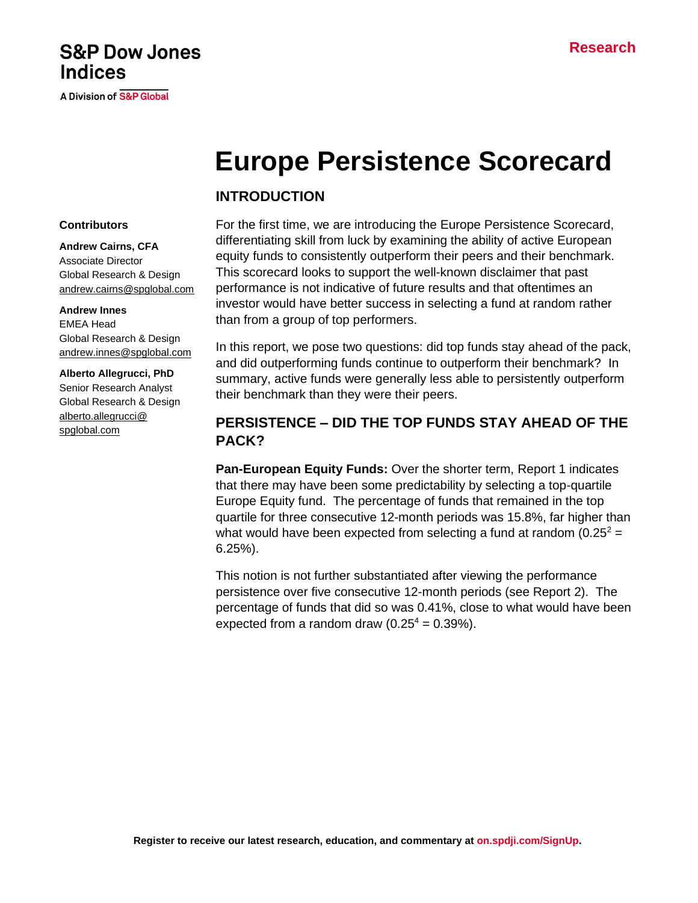S&P Dow Jones Indices

A Division of S&P Global

Research

# Europe Persistence Scorecard

**Contributors**

**Andrew Cairns, CFA**
Associate Director
Global Research & Design
andrew.cairns@spglobal.com

**Andrew Innes**
EMEA Head
Global Research & Design
andrew.innes@spglobal.com

**Alberto Allegrucci, PhD**
Senior Research Analyst
Global Research & Design
alberto.allegrucci@spglobal.com

## INTRODUCTION

For the first time, we are introducing the Europe Persistence Scorecard, differentiating skill from luck by examining the ability of active European equity funds to consistently outperform their peers and their benchmark. This scorecard looks to support the well-known disclaimer that past performance is not indicative of future results and that oftentimes an investor would have better success in selecting a fund at random rather than from a group of top performers.

In this report, we pose two questions: did top funds stay ahead of the pack, and did outperforming funds continue to outperform their benchmark? In summary, active funds were generally less able to persistently outperform their benchmark than they were their peers.

## PERSISTENCE – DID THE TOP FUNDS STAY AHEAD OF THE PACK?

**Pan-European Equity Funds:** Over the shorter term, Report 1 indicates that there may have been some predictability by selecting a top-quartile Europe Equity fund. The percentage of funds that remained in the top quartile for three consecutive 12-month periods was 15.8%, far higher than what would have been expected from selecting a fund at random ($0.25^2$ = 6.25%).

This notion is not further substantiated after viewing the performance persistence over five consecutive 12-month periods (see Report 2). The percentage of funds that did so was 0.41%, close to what would have been expected from a random draw ($0.25^4$ = 0.39%).

Register to receive our latest research, education, and commentary at on.spdji.com/SignUp.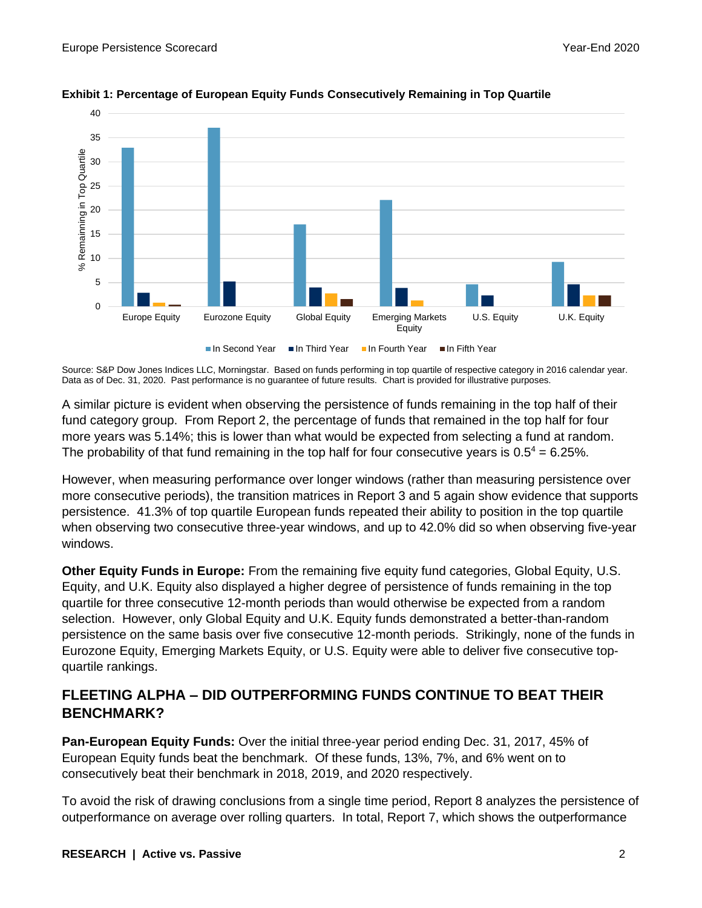**Exhibit 1: Percentage of European Equity Funds Consecutively Remaining in Top Quartile**

Source: S&P Dow Jones Indices LLC, Morningstar. Based on funds performing in top quartile of respective category in 2016 calendar year. Data as of Dec. 31, 2020. Past performance is no guarantee of future results. Chart is provided for illustrative purposes.

A similar picture is evident when observing the persistence of funds remaining in the top half of their fund category group. From Report 2, the percentage of funds that remained in the top half for four more years was 5.14%; this is lower than what would be expected from selecting a fund at random. The probability of that fund remaining in the top half for four consecutive years is $0.5^4 = 6.25\%$.

However, when measuring performance over longer windows (rather than measuring persistence over more consecutive periods), the transition matrices in Report 3 and 5 again show evidence that supports persistence. 41.3% of top quartile European funds repeated their ability to position in the top quartile when observing two consecutive three-year windows, and up to 42.0% did so when observing five-year windows.

**Other Equity Funds in Europe:** From the remaining five equity fund categories, Global Equity, U.S. Equity, and U.K. Equity also displayed a higher degree of persistence of funds remaining in the top quartile for three consecutive 12-month periods than would otherwise be expected from a random selection. However, only Global Equity and U.K. Equity funds demonstrated a better-than-random persistence on the same basis over five consecutive 12-month periods. Strikingly, none of the funds in Eurozone Equity, Emerging Markets Equity, or U.S. Equity were able to deliver five consecutive top-quartile rankings.

## FLEETING ALPHA – DID OUTPERFORMING FUNDS CONTINUE TO BEAT THEIR BENCHMARK?

**Pan-European Equity Funds:** Over the initial three-year period ending Dec. 31, 2017, 45% of European Equity funds beat the benchmark. Of these funds, 13%, 7%, and 6% went on to consecutively beat their benchmark in 2018, 2019, and 2020 respectively.

To avoid the risk of drawing conclusions from a single time period, Report 8 analyzes the persistence of outperformance on average over rolling quarters. In total, Report 7, which shows the outperformance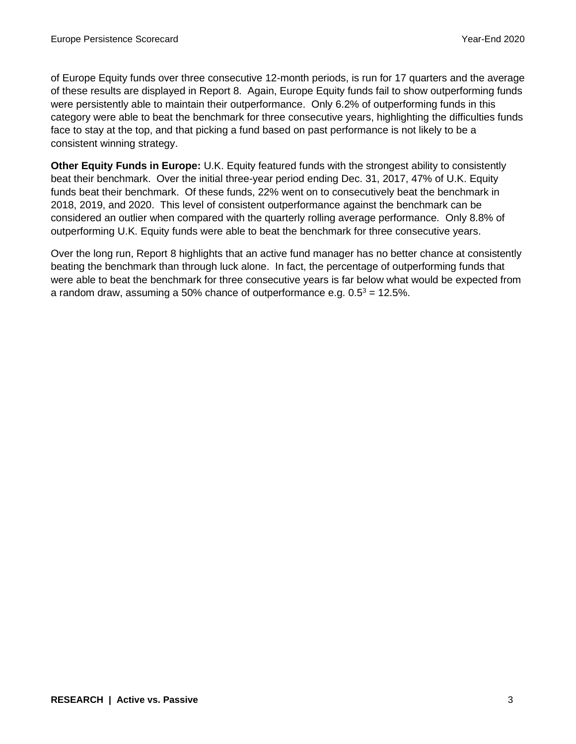of Europe Equity funds over three consecutive 12-month periods, is run for 17 quarters and the average of these results are displayed in Report 8. Again, Europe Equity funds fail to show outperforming funds were persistently able to maintain their outperformance. Only 6.2% of outperforming funds in this category were able to beat the benchmark for three consecutive years, highlighting the difficulties funds face to stay at the top, and that picking a fund based on past performance is not likely to be a consistent winning strategy.

**Other Equity Funds in Europe:** U.K. Equity featured funds with the strongest ability to consistently beat their benchmark. Over the initial three-year period ending Dec. 31, 2017, 47% of U.K. Equity funds beat their benchmark. Of these funds, 22% went on to consecutively beat the benchmark in 2018, 2019, and 2020. This level of consistent outperformance against the benchmark can be considered an outlier when compared with the quarterly rolling average performance. Only 8.8% of outperforming U.K. Equity funds were able to beat the benchmark for three consecutive years.

Over the long run, Report 8 highlights that an active fund manager has no better chance at consistently beating the benchmark than through luck alone. In fact, the percentage of outperforming funds that were able to beat the benchmark for three consecutive years is far below what would be expected from a random draw, assuming a 50% chance of outperformance e.g. $0.5^3 = 12.5\%$.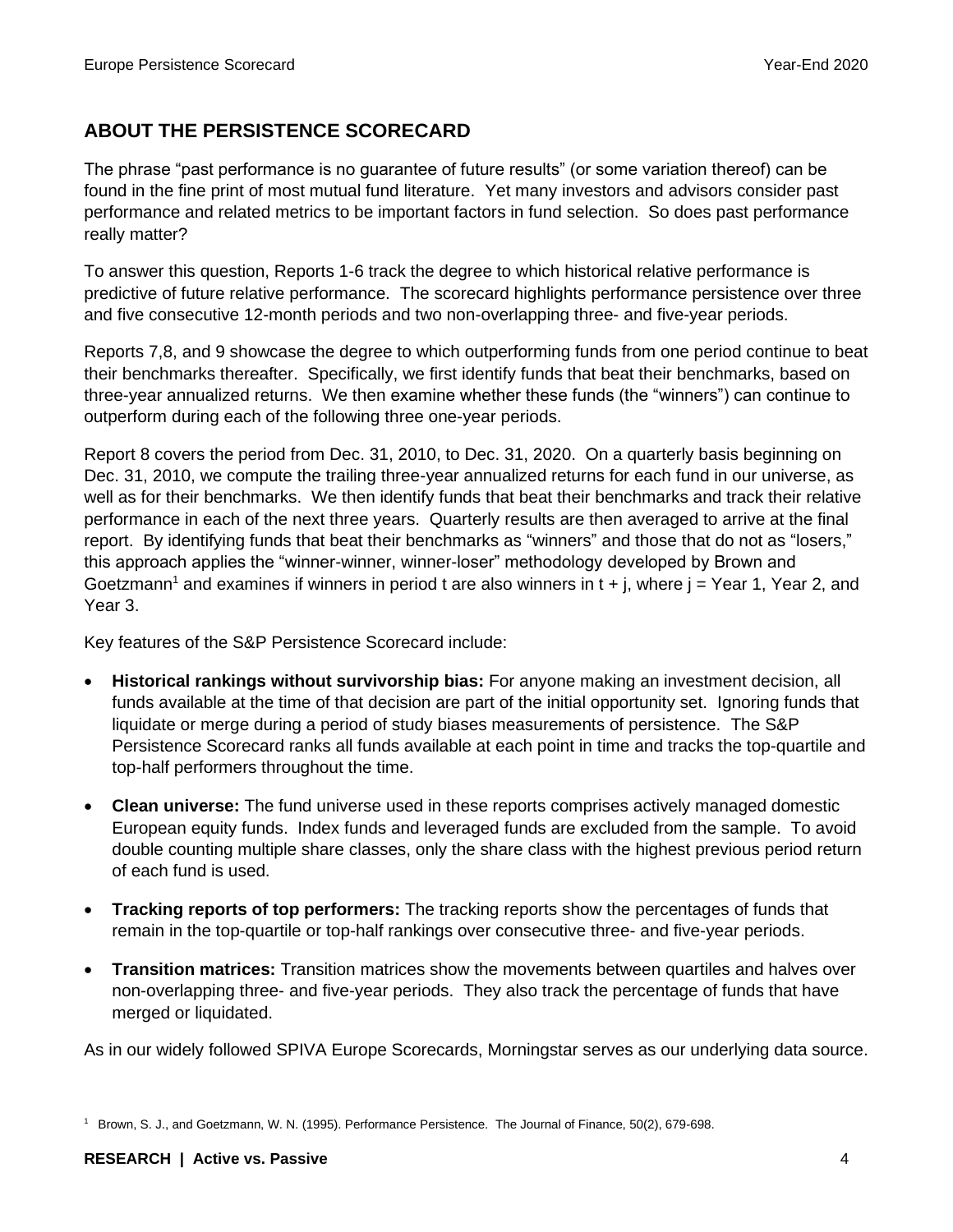## ABOUT THE PERSISTENCE SCORECARD

The phrase "past performance is no guarantee of future results" (or some variation thereof) can be found in the fine print of most mutual fund literature. Yet many investors and advisors consider past performance and related metrics to be important factors in fund selection. So does past performance really matter?

To answer this question, Reports 1-6 track the degree to which historical relative performance is predictive of future relative performance. The scorecard highlights performance persistence over three and five consecutive 12-month periods and two non-overlapping three- and five-year periods.

Reports 7,8, and 9 showcase the degree to which outperforming funds from one period continue to beat their benchmarks thereafter. Specifically, we first identify funds that beat their benchmarks, based on three-year annualized returns. We then examine whether these funds (the "winners") can continue to outperform during each of the following three one-year periods.

Report 8 covers the period from Dec. 31, 2010, to Dec. 31, 2020. On a quarterly basis beginning on Dec. 31, 2010, we compute the trailing three-year annualized returns for each fund in our universe, as well as for their benchmarks. We then identify funds that beat their benchmarks and track their relative performance in each of the next three years. Quarterly results are then averaged to arrive at the final report. By identifying funds that beat their benchmarks as "winners" and those that do not as "losers," this approach applies the "winner-winner, winner-loser" methodology developed by Brown and Goetzmann[1] and examines if winners in period t are also winners in t + j, where j = Year 1, Year 2, and Year 3.

Key features of the S&P Persistence Scorecard include:

- **Historical rankings without survivorship bias:** For anyone making an investment decision, all funds available at the time of that decision are part of the initial opportunity set. Ignoring funds that liquidate or merge during a period of study biases measurements of persistence. The S&P Persistence Scorecard ranks all funds available at each point in time and tracks the top-quartile and top-half performers throughout the time.

- **Clean universe:** The fund universe used in these reports comprises actively managed domestic European equity funds. Index funds and leveraged funds are excluded from the sample. To avoid double counting multiple share classes, only the share class with the highest previous period return of each fund is used.

- **Tracking reports of top performers:** The tracking reports show the percentages of funds that remain in the top-quartile or top-half rankings over consecutive three- and five-year periods.

- **Transition matrices:** Transition matrices show the movements between quartiles and halves over non-overlapping three- and five-year periods. They also track the percentage of funds that have merged or liquidated.

As in our widely followed SPIVA Europe Scorecards, Morningstar serves as our underlying data source.

[1] Brown, S. J., and Goetzmann, W. N. (1995). Performance Persistence. The Journal of Finance, 50(2), 679-698.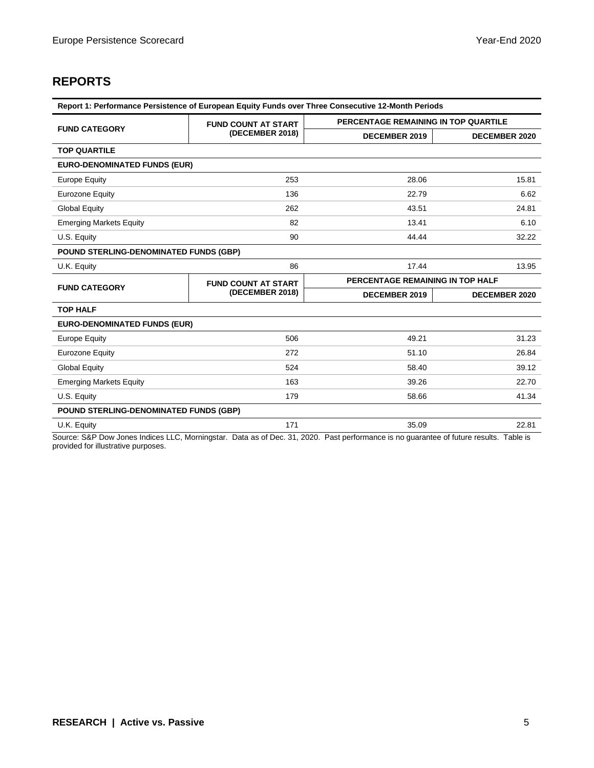## REPORTS

| Report 1: Performance Persistence of European Equity Funds over Three Consecutive 12-Month Periods | | | |
|---|---|---|---|
| **FUND CATEGORY** | **FUND COUNT AT START (DECEMBER 2018)** | **PERCENTAGE REMAINING IN TOP QUARTILE** | |
| | | **DECEMBER 2019** | **DECEMBER 2020** |
| **TOP QUARTILE** | | | |
| **EURO-DENOMINATED FUNDS (EUR)** | | | |
| Europe Equity | 253 | 28.06 | 15.81 |
| Eurozone Equity | 136 | 22.79 | 6.62 |
| Global Equity | 262 | 43.51 | 24.81 |
| Emerging Markets Equity | 82 | 13.41 | 6.10 |
| U.S. Equity | 90 | 44.44 | 32.22 |
| **POUND STERLING-DENOMINATED FUNDS (GBP)** | | | |
| U.K. Equity | 86 | 17.44 | 13.95 |
| **FUND CATEGORY** | **FUND COUNT AT START (DECEMBER 2018)** | **PERCENTAGE REMAINING IN TOP HALF** | |
| | | **DECEMBER 2019** | **DECEMBER 2020** |
| **TOP HALF** | | | |
| **EURO-DENOMINATED FUNDS (EUR)** | | | |
| Europe Equity | 506 | 49.21 | 31.23 |
| Eurozone Equity | 272 | 51.10 | 26.84 |
| Global Equity | 524 | 58.40 | 39.12 |
| Emerging Markets Equity | 163 | 39.26 | 22.70 |
| U.S. Equity | 179 | 58.66 | 41.34 |
| **POUND STERLING-DENOMINATED FUNDS (GBP)** | | | |
| U.K. Equity | 171 | 35.09 | 22.81 |

Source: S&P Dow Jones Indices LLC, Morningstar. Data as of Dec. 31, 2020. Past performance is no guarantee of future results. Table is provided for illustrative purposes.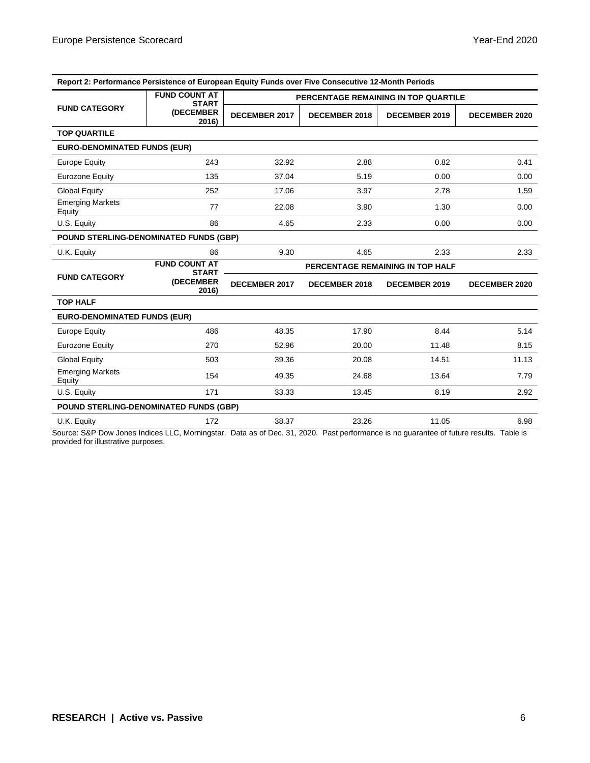**Report 2: Performance Persistence of European Equity Funds over Five Consecutive 12-Month Periods**

| FUND CATEGORY | FUND COUNT AT START (DECEMBER 2016) | PERCENTAGE REMAINING IN TOP QUARTILE | | | |
|---|---|---|---|---|---|
| | | DECEMBER 2017 | DECEMBER 2018 | DECEMBER 2019 | DECEMBER 2020 |
| **TOP QUARTILE** | | | | | |
| **EURO-DENOMINATED FUNDS (EUR)** | | | | | |
| Europe Equity | 243 | 32.92 | 2.88 | 0.82 | 0.41 |
| Eurozone Equity | 135 | 37.04 | 5.19 | 0.00 | 0.00 |
| Global Equity | 252 | 17.06 | 3.97 | 2.78 | 1.59 |
| Emerging Markets Equity | 77 | 22.08 | 3.90 | 1.30 | 0.00 |
| U.S. Equity | 86 | 4.65 | 2.33 | 0.00 | 0.00 |
| **POUND STERLING-DENOMINATED FUNDS (GBP)** | | | | | |
| U.K. Equity | 86 | 9.30 | 4.65 | 2.33 | 2.33 |
| **FUND CATEGORY** | **FUND COUNT AT START (DECEMBER 2016)** | **PERCENTAGE REMAINING IN TOP HALF** | | | |
| | | **DECEMBER 2017** | **DECEMBER 2018** | **DECEMBER 2019** | **DECEMBER 2020** |
| **TOP HALF** | | | | | |
| **EURO-DENOMINATED FUNDS (EUR)** | | | | | |
| Europe Equity | 486 | 48.35 | 17.90 | 8.44 | 5.14 |
| Eurozone Equity | 270 | 52.96 | 20.00 | 11.48 | 8.15 |
| Global Equity | 503 | 39.36 | 20.08 | 14.51 | 11.13 |
| Emerging Markets Equity | 154 | 49.35 | 24.68 | 13.64 | 7.79 |
| U.S. Equity | 171 | 33.33 | 13.45 | 8.19 | 2.92 |
| **POUND STERLING-DENOMINATED FUNDS (GBP)** | | | | | |
| U.K. Equity | 172 | 38.37 | 23.26 | 11.05 | 6.98 |

Source: S&P Dow Jones Indices LLC, Morningstar. Data as of Dec. 31, 2020. Past performance is no guarantee of future results. Table is provided for illustrative purposes.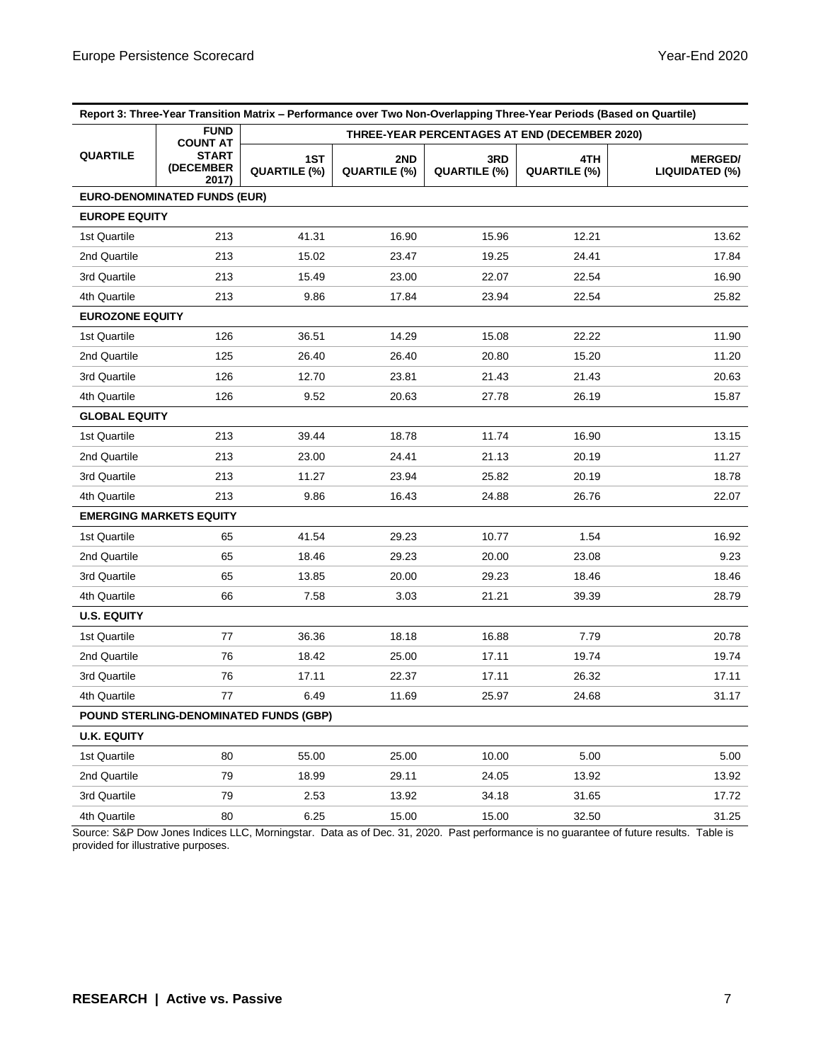| Report 3: Three-Year Transition Matrix – Performance over Two Non-Overlapping Three-Year Periods (Based on Quartile) | | | | | | |
|---|---|---|---|---|---|---|
| QUARTILE | FUND COUNT AT START (DECEMBER 2017) | THREE-YEAR PERCENTAGES AT END (DECEMBER 2020) | | | | |
| | | 1ST QUARTILE (%) | 2ND QUARTILE (%) | 3RD QUARTILE (%) | 4TH QUARTILE (%) | MERGED/ LIQUIDATED (%) |
| **EURO-DENOMINATED FUNDS (EUR)** | | | | | | |
| **EUROPE EQUITY** | | | | | | |
| 1st Quartile | 213 | 41.31 | 16.90 | 15.96 | 12.21 | 13.62 |
| 2nd Quartile | 213 | 15.02 | 23.47 | 19.25 | 24.41 | 17.84 |
| 3rd Quartile | 213 | 15.49 | 23.00 | 22.07 | 22.54 | 16.90 |
| 4th Quartile | 213 | 9.86 | 17.84 | 23.94 | 22.54 | 25.82 |
| **EUROZONE EQUITY** | | | | | | |
| 1st Quartile | 126 | 36.51 | 14.29 | 15.08 | 22.22 | 11.90 |
| 2nd Quartile | 125 | 26.40 | 26.40 | 20.80 | 15.20 | 11.20 |
| 3rd Quartile | 126 | 12.70 | 23.81 | 21.43 | 21.43 | 20.63 |
| 4th Quartile | 126 | 9.52 | 20.63 | 27.78 | 26.19 | 15.87 |
| **GLOBAL EQUITY** | | | | | | |
| 1st Quartile | 213 | 39.44 | 18.78 | 11.74 | 16.90 | 13.15 |
| 2nd Quartile | 213 | 23.00 | 24.41 | 21.13 | 20.19 | 11.27 |
| 3rd Quartile | 213 | 11.27 | 23.94 | 25.82 | 20.19 | 18.78 |
| 4th Quartile | 213 | 9.86 | 16.43 | 24.88 | 26.76 | 22.07 |
| **EMERGING MARKETS EQUITY** | | | | | | |
| 1st Quartile | 65 | 41.54 | 29.23 | 10.77 | 1.54 | 16.92 |
| 2nd Quartile | 65 | 18.46 | 29.23 | 20.00 | 23.08 | 9.23 |
| 3rd Quartile | 65 | 13.85 | 20.00 | 29.23 | 18.46 | 18.46 |
| 4th Quartile | 66 | 7.58 | 3.03 | 21.21 | 39.39 | 28.79 |
| **U.S. EQUITY** | | | | | | |
| 1st Quartile | 77 | 36.36 | 18.18 | 16.88 | 7.79 | 20.78 |
| 2nd Quartile | 76 | 18.42 | 25.00 | 17.11 | 19.74 | 19.74 |
| 3rd Quartile | 76 | 17.11 | 22.37 | 17.11 | 26.32 | 17.11 |
| 4th Quartile | 77 | 6.49 | 11.69 | 25.97 | 24.68 | 31.17 |
| **POUND STERLING-DENOMINATED FUNDS (GBP)** | | | | | | |
| **U.K. EQUITY** | | | | | | |
| 1st Quartile | 80 | 55.00 | 25.00 | 10.00 | 5.00 | 5.00 |
| 2nd Quartile | 79 | 18.99 | 29.11 | 24.05 | 13.92 | 13.92 |
| 3rd Quartile | 79 | 2.53 | 13.92 | 34.18 | 31.65 | 17.72 |
| 4th Quartile | 80 | 6.25 | 15.00 | 15.00 | 32.50 | 31.25 |

Source: S&P Dow Jones Indices LLC, Morningstar. Data as of Dec. 31, 2020. Past performance is no guarantee of future results. Table is provided for illustrative purposes.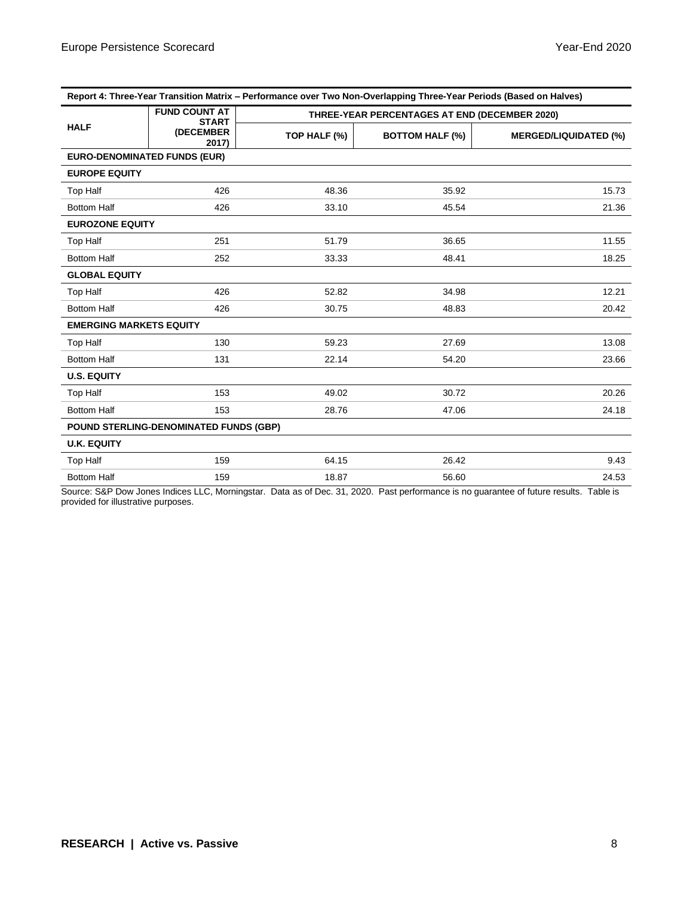| Report 4: Three-Year Transition Matrix – Performance over Two Non-Overlapping Three-Year Periods (Based on Halves) | | | | |
|---|---|---|---|---|
| HALF | FUND COUNT AT START (DECEMBER 2017) | THREE-YEAR PERCENTAGES AT END (DECEMBER 2020) | | |
| | | TOP HALF (%) | BOTTOM HALF (%) | MERGED/LIQUIDATED (%) |
| **EURO-DENOMINATED FUNDS (EUR)** | | | | |
| **EUROPE EQUITY** | | | | |
| Top Half | 426 | 48.36 | 35.92 | 15.73 |
| Bottom Half | 426 | 33.10 | 45.54 | 21.36 |
| **EUROZONE EQUITY** | | | | |
| Top Half | 251 | 51.79 | 36.65 | 11.55 |
| Bottom Half | 252 | 33.33 | 48.41 | 18.25 |
| **GLOBAL EQUITY** | | | | |
| Top Half | 426 | 52.82 | 34.98 | 12.21 |
| Bottom Half | 426 | 30.75 | 48.83 | 20.42 |
| **EMERGING MARKETS EQUITY** | | | | |
| Top Half | 130 | 59.23 | 27.69 | 13.08 |
| Bottom Half | 131 | 22.14 | 54.20 | 23.66 |
| **U.S. EQUITY** | | | | |
| Top Half | 153 | 49.02 | 30.72 | 20.26 |
| Bottom Half | 153 | 28.76 | 47.06 | 24.18 |
| **POUND STERLING-DENOMINATED FUNDS (GBP)** | | | | |
| **U.K. EQUITY** | | | | |
| Top Half | 159 | 64.15 | 26.42 | 9.43 |
| Bottom Half | 159 | 18.87 | 56.60 | 24.53 |

Source: S&P Dow Jones Indices LLC, Morningstar. Data as of Dec. 31, 2020. Past performance is no guarantee of future results. Table is provided for illustrative purposes.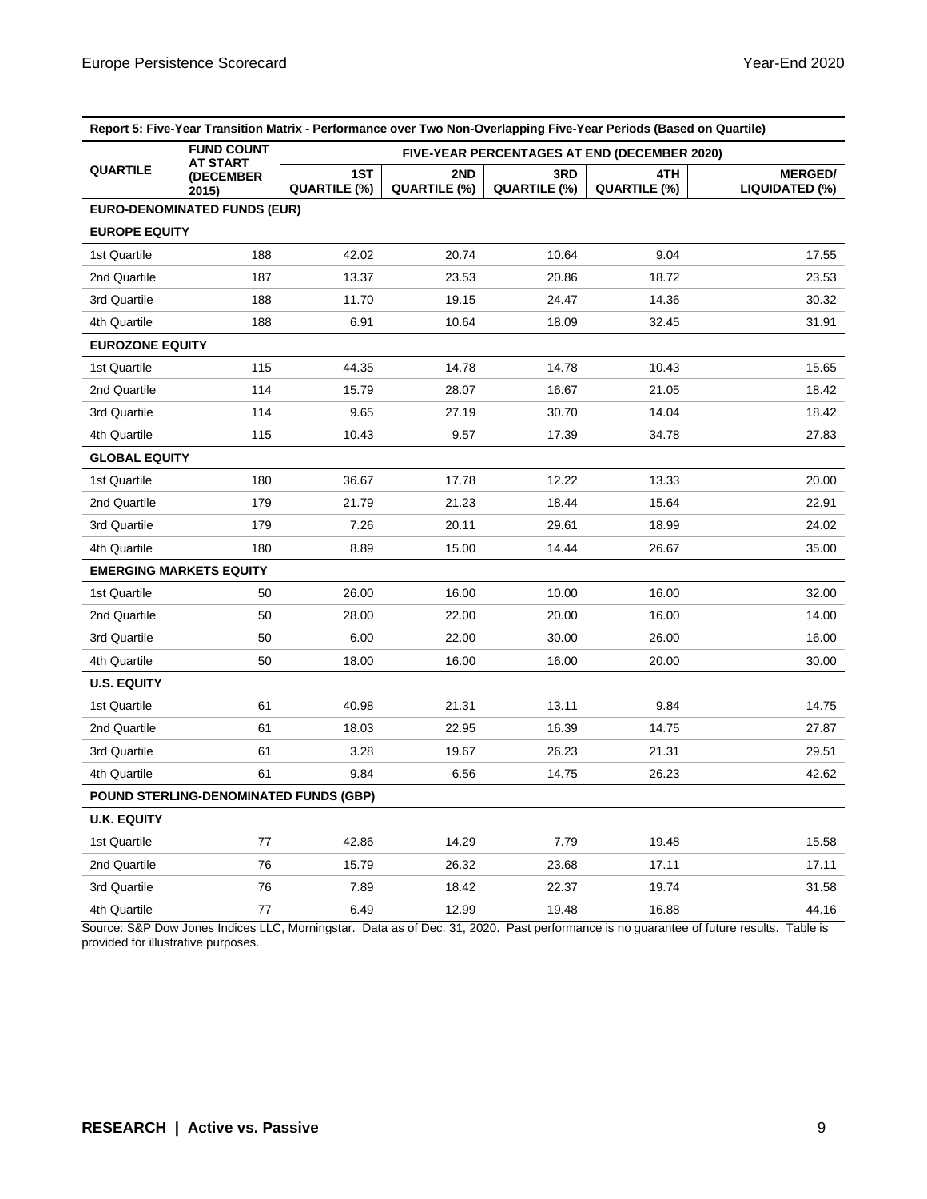| Report 5: Five-Year Transition Matrix - Performance over Two Non-Overlapping Five-Year Periods (Based on Quartile) | | | | | | |
|---|---|---|---|---|---|---|
| QUARTILE | FUND COUNT AT START (DECEMBER 2015) | FIVE-YEAR PERCENTAGES AT END (DECEMBER 2020) | | | | |
| | | 1ST QUARTILE (%) | 2ND QUARTILE (%) | 3RD QUARTILE (%) | 4TH QUARTILE (%) | MERGED/ LIQUIDATED (%) |
| **EURO-DENOMINATED FUNDS (EUR)** | | | | | | |
| **EUROPE EQUITY** | | | | | | |
| 1st Quartile | 188 | 42.02 | 20.74 | 10.64 | 9.04 | 17.55 |
| 2nd Quartile | 187 | 13.37 | 23.53 | 20.86 | 18.72 | 23.53 |
| 3rd Quartile | 188 | 11.70 | 19.15 | 24.47 | 14.36 | 30.32 |
| 4th Quartile | 188 | 6.91 | 10.64 | 18.09 | 32.45 | 31.91 |
| **EUROZONE EQUITY** | | | | | | |
| 1st Quartile | 115 | 44.35 | 14.78 | 14.78 | 10.43 | 15.65 |
| 2nd Quartile | 114 | 15.79 | 28.07 | 16.67 | 21.05 | 18.42 |
| 3rd Quartile | 114 | 9.65 | 27.19 | 30.70 | 14.04 | 18.42 |
| 4th Quartile | 115 | 10.43 | 9.57 | 17.39 | 34.78 | 27.83 |
| **GLOBAL EQUITY** | | | | | | |
| 1st Quartile | 180 | 36.67 | 17.78 | 12.22 | 13.33 | 20.00 |
| 2nd Quartile | 179 | 21.79 | 21.23 | 18.44 | 15.64 | 22.91 |
| 3rd Quartile | 179 | 7.26 | 20.11 | 29.61 | 18.99 | 24.02 |
| 4th Quartile | 180 | 8.89 | 15.00 | 14.44 | 26.67 | 35.00 |
| **EMERGING MARKETS EQUITY** | | | | | | |
| 1st Quartile | 50 | 26.00 | 16.00 | 10.00 | 16.00 | 32.00 |
| 2nd Quartile | 50 | 28.00 | 22.00 | 20.00 | 16.00 | 14.00 |
| 3rd Quartile | 50 | 6.00 | 22.00 | 30.00 | 26.00 | 16.00 |
| 4th Quartile | 50 | 18.00 | 16.00 | 16.00 | 20.00 | 30.00 |
| **U.S. EQUITY** | | | | | | |
| 1st Quartile | 61 | 40.98 | 21.31 | 13.11 | 9.84 | 14.75 |
| 2nd Quartile | 61 | 18.03 | 22.95 | 16.39 | 14.75 | 27.87 |
| 3rd Quartile | 61 | 3.28 | 19.67 | 26.23 | 21.31 | 29.51 |
| 4th Quartile | 61 | 9.84 | 6.56 | 14.75 | 26.23 | 42.62 |
| **POUND STERLING-DENOMINATED FUNDS (GBP)** | | | | | | |
| **U.K. EQUITY** | | | | | | |
| 1st Quartile | 77 | 42.86 | 14.29 | 7.79 | 19.48 | 15.58 |
| 2nd Quartile | 76 | 15.79 | 26.32 | 23.68 | 17.11 | 17.11 |
| 3rd Quartile | 76 | 7.89 | 18.42 | 22.37 | 19.74 | 31.58 |
| 4th Quartile | 77 | 6.49 | 12.99 | 19.48 | 16.88 | 44.16 |

Source: S&P Dow Jones Indices LLC, Morningstar. Data as of Dec. 31, 2020. Past performance is no guarantee of future results. Table is provided for illustrative purposes.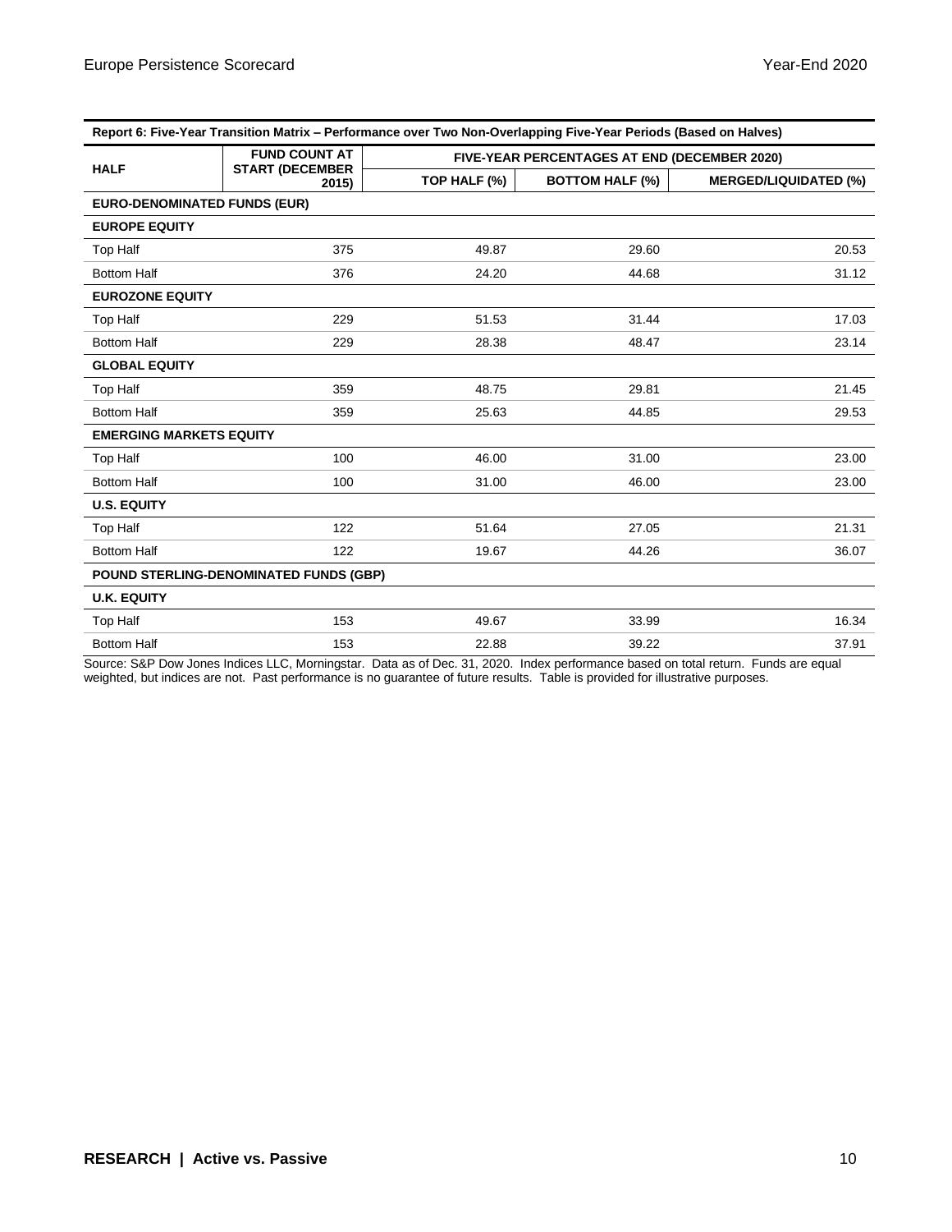| Report 6: Five-Year Transition Matrix – Performance over Two Non-Overlapping Five-Year Periods (Based on Halves) | | | | |
|---|---|---|---|---|
| **HALF** | **FUND COUNT AT START (DECEMBER 2015)** | **FIVE-YEAR PERCENTAGES AT END (DECEMBER 2020)** | | |
| | | **TOP HALF (%)** | **BOTTOM HALF (%)** | **MERGED/LIQUIDATED (%)** |
| **EURO-DENOMINATED FUNDS (EUR)** | | | | |
| **EUROPE EQUITY** | | | | |
| Top Half | 375 | 49.87 | 29.60 | 20.53 |
| Bottom Half | 376 | 24.20 | 44.68 | 31.12 |
| **EUROZONE EQUITY** | | | | |
| Top Half | 229 | 51.53 | 31.44 | 17.03 |
| Bottom Half | 229 | 28.38 | 48.47 | 23.14 |
| **GLOBAL EQUITY** | | | | |
| Top Half | 359 | 48.75 | 29.81 | 21.45 |
| Bottom Half | 359 | 25.63 | 44.85 | 29.53 |
| **EMERGING MARKETS EQUITY** | | | | |
| Top Half | 100 | 46.00 | 31.00 | 23.00 |
| Bottom Half | 100 | 31.00 | 46.00 | 23.00 |
| **U.S. EQUITY** | | | | |
| Top Half | 122 | 51.64 | 27.05 | 21.31 |
| Bottom Half | 122 | 19.67 | 44.26 | 36.07 |
| **POUND STERLING-DENOMINATED FUNDS (GBP)** | | | | |
| **U.K. EQUITY** | | | | |
| Top Half | 153 | 49.67 | 33.99 | 16.34 |
| Bottom Half | 153 | 22.88 | 39.22 | 37.91 |

Source: S&P Dow Jones Indices LLC, Morningstar. Data as of Dec. 31, 2020. Index performance based on total return. Funds are equal weighted, but indices are not. Past performance is no guarantee of future results. Table is provided for illustrative purposes.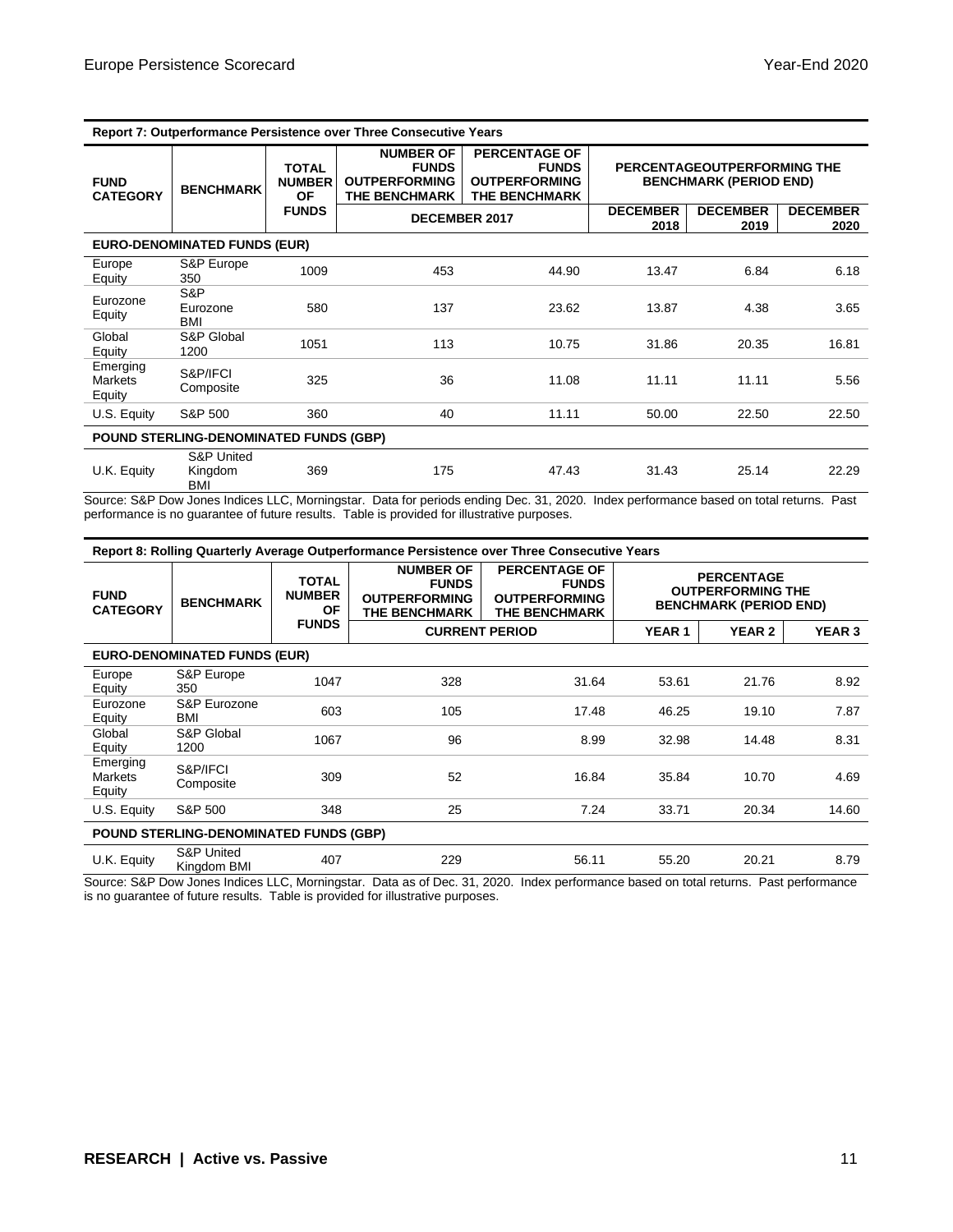| Report 7: Outperformance Persistence over Three Consecutive Years | | | | | | | |
|---|---|---|---|---|---|---|---|
| FUND CATEGORY | BENCHMARK | TOTAL NUMBER OF FUNDS | NUMBER OF FUNDS OUTPERFORMING THE BENCHMARK | PERCENTAGE OF FUNDS OUTPERFORMING THE BENCHMARK | PERCENTAGEOUTPERFORMING THE BENCHMARK (PERIOD END) | | |
| | | | DECEMBER 2017 | | DECEMBER 2018 | DECEMBER 2019 | DECEMBER 2020 |
| **EURO-DENOMINATED FUNDS (EUR)** | | | | | | | |
| Europe Equity | S&P Europe 350 | 1009 | 453 | 44.90 | 13.47 | 6.84 | 6.18 |
| Eurozone Equity | S&P Eurozone BMI | 580 | 137 | 23.62 | 13.87 | 4.38 | 3.65 |
| Global Equity | S&P Global 1200 | 1051 | 113 | 10.75 | 31.86 | 20.35 | 16.81 |
| Emerging Markets Equity | S&P/IFCI Composite | 325 | 36 | 11.08 | 11.11 | 11.11 | 5.56 |
| U.S. Equity | S&P 500 | 360 | 40 | 11.11 | 50.00 | 22.50 | 22.50 |
| **POUND STERLING-DENOMINATED FUNDS (GBP)** | | | | | | | |
| U.K. Equity | S&P United Kingdom BMI | 369 | 175 | 47.43 | 31.43 | 25.14 | 22.29 |

Source: S&P Dow Jones Indices LLC, Morningstar. Data for periods ending Dec. 31, 2020. Index performance based on total returns. Past performance is no guarantee of future results. Table is provided for illustrative purposes.

| Report 8: Rolling Quarterly Average Outperformance Persistence over Three Consecutive Years | | | | | | | |
|---|---|---|---|---|---|---|---|
| FUND CATEGORY | BENCHMARK | TOTAL NUMBER OF FUNDS | NUMBER OF FUNDS OUTPERFORMING THE BENCHMARK | PERCENTAGE OF FUNDS OUTPERFORMING THE BENCHMARK | PERCENTAGE OUTPERFORMING THE BENCHMARK (PERIOD END) | | |
| | | | CURRENT PERIOD | | YEAR 1 | YEAR 2 | YEAR 3 |
| **EURO-DENOMINATED FUNDS (EUR)** | | | | | | | |
| Europe Equity | S&P Europe 350 | 1047 | 328 | 31.64 | 53.61 | 21.76 | 8.92 |
| Eurozone Equity | S&P Eurozone BMI | 603 | 105 | 17.48 | 46.25 | 19.10 | 7.87 |
| Global Equity | S&P Global 1200 | 1067 | 96 | 8.99 | 32.98 | 14.48 | 8.31 |
| Emerging Markets Equity | S&P/IFCI Composite | 309 | 52 | 16.84 | 35.84 | 10.70 | 4.69 |
| U.S. Equity | S&P 500 | 348 | 25 | 7.24 | 33.71 | 20.34 | 14.60 |
| **POUND STERLING-DENOMINATED FUNDS (GBP)** | | | | | | | |
| U.K. Equity | S&P United Kingdom BMI | 407 | 229 | 56.11 | 55.20 | 20.21 | 8.79 |

Source: S&P Dow Jones Indices LLC, Morningstar. Data as of Dec. 31, 2020. Index performance based on total returns. Past performance is no guarantee of future results. Table is provided for illustrative purposes.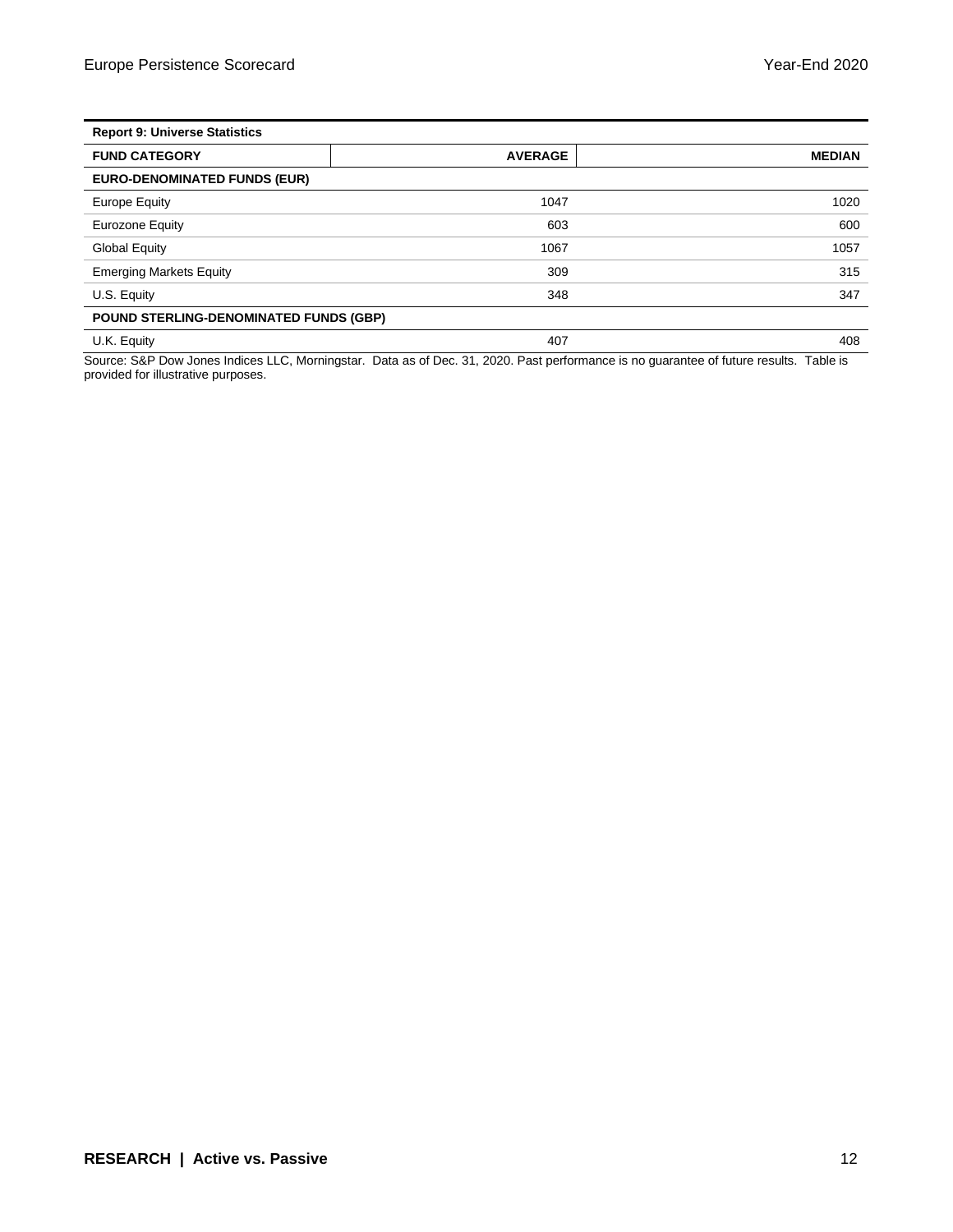| Report 9: Universe Statistics | | |
|---|---|---|
| **FUND CATEGORY** | **AVERAGE** | **MEDIAN** |
| **EURO-DENOMINATED FUNDS (EUR)** | | |
| Europe Equity | 1047 | 1020 |
| Eurozone Equity | 603 | 600 |
| Global Equity | 1067 | 1057 |
| Emerging Markets Equity | 309 | 315 |
| U.S. Equity | 348 | 347 |
| **POUND STERLING-DENOMINATED FUNDS (GBP)** | | |
| U.K. Equity | 407 | 408 |

Source: S&P Dow Jones Indices LLC, Morningstar. Data as of Dec. 31, 2020. Past performance is no guarantee of future results. Table is provided for illustrative purposes.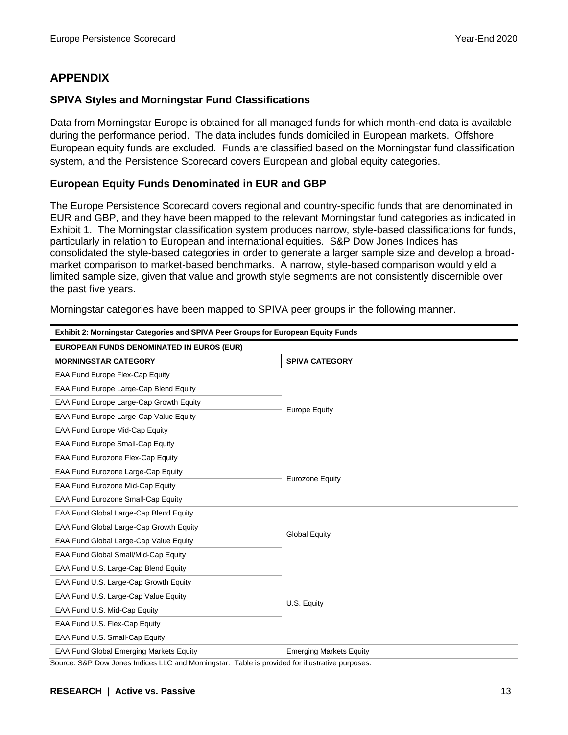## APPENDIX

### SPIVA Styles and Morningstar Fund Classifications

Data from Morningstar Europe is obtained for all managed funds for which month-end data is available during the performance period. The data includes funds domiciled in European markets. Offshore European equity funds are excluded. Funds are classified based on the Morningstar fund classification system, and the Persistence Scorecard covers European and global equity categories.

### European Equity Funds Denominated in EUR and GBP

The Europe Persistence Scorecard covers regional and country-specific funds that are denominated in EUR and GBP, and they have been mapped to the relevant Morningstar fund categories as indicated in Exhibit 1. The Morningstar classification system produces narrow, style-based classifications for funds, particularly in relation to European and international equities. S&P Dow Jones Indices has consolidated the style-based categories in order to generate a larger sample size and develop a broad-market comparison to market-based benchmarks. A narrow, style-based comparison would yield a limited sample size, given that value and growth style segments are not consistently discernible over the past five years.

Morningstar categories have been mapped to SPIVA peer groups in the following manner.

**Exhibit 2: Morningstar Categories and SPIVA Peer Groups for European Equity Funds**

| EUROPEAN FUNDS DENOMINATED IN EUROS (EUR) | |
|---|---|
| **MORNINGSTAR CATEGORY** | **SPIVA CATEGORY** |
| EAA Fund Europe Flex-Cap Equity | Europe Equity |
| EAA Fund Europe Large-Cap Blend Equity | |
| EAA Fund Europe Large-Cap Growth Equity | |
| EAA Fund Europe Large-Cap Value Equity | |
| EAA Fund Europe Mid-Cap Equity | |
| EAA Fund Europe Small-Cap Equity | |
| EAA Fund Eurozone Flex-Cap Equity | Eurozone Equity |
| EAA Fund Eurozone Large-Cap Equity | |
| EAA Fund Eurozone Mid-Cap Equity | |
| EAA Fund Eurozone Small-Cap Equity | |
| EAA Fund Global Large-Cap Blend Equity | Global Equity |
| EAA Fund Global Large-Cap Growth Equity | |
| EAA Fund Global Large-Cap Value Equity | |
| EAA Fund Global Small/Mid-Cap Equity | |
| EAA Fund U.S. Large-Cap Blend Equity | U.S. Equity |
| EAA Fund U.S. Large-Cap Growth Equity | |
| EAA Fund U.S. Large-Cap Value Equity | |
| EAA Fund U.S. Mid-Cap Equity | |
| EAA Fund U.S. Flex-Cap Equity | |
| EAA Fund U.S. Small-Cap Equity | |
| EAA Fund Global Emerging Markets Equity | Emerging Markets Equity |

Source: S&P Dow Jones Indices LLC and Morningstar. Table is provided for illustrative purposes.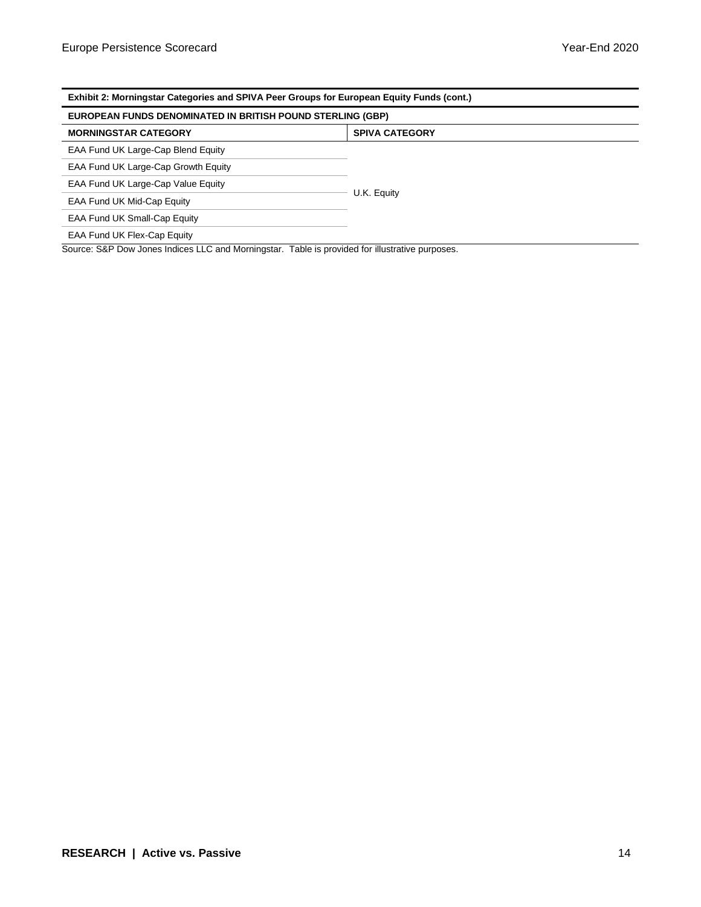**Exhibit 2: Morningstar Categories and SPIVA Peer Groups for European Equity Funds (cont.)**

| EUROPEAN FUNDS DENOMINATED IN BRITISH POUND STERLING (GBP) | |
|---|---|
| **MORNINGSTAR CATEGORY** | **SPIVA CATEGORY** |
| EAA Fund UK Large-Cap Blend Equity | U.K. Equity |
| EAA Fund UK Large-Cap Growth Equity | |
| EAA Fund UK Large-Cap Value Equity | |
| EAA Fund UK Mid-Cap Equity | |
| EAA Fund UK Small-Cap Equity | |
| EAA Fund UK Flex-Cap Equity | |

Source: S&P Dow Jones Indices LLC and Morningstar. Table is provided for illustrative purposes.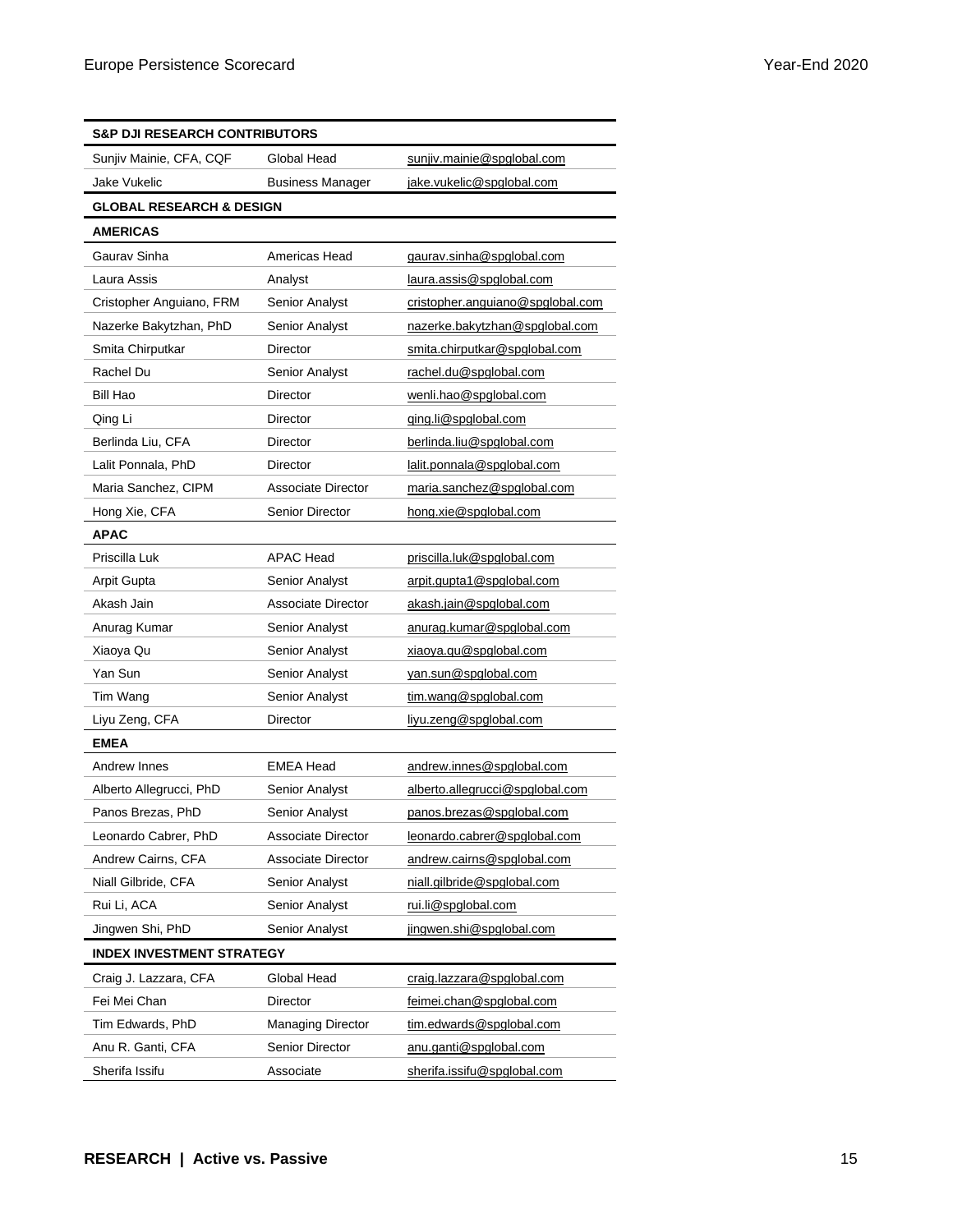| S&P DJI RESEARCH CONTRIBUTORS | | |
|---|---|---|
| Sunjiv Mainie, CFA, CQF | Global Head | sunjiv.mainie@spglobal.com |
| Jake Vukelic | Business Manager | jake.vukelic@spglobal.com |
| **GLOBAL RESEARCH & DESIGN** | | |
| **AMERICAS** | | |
| Gaurav Sinha | Americas Head | gaurav.sinha@spglobal.com |
| Laura Assis | Analyst | laura.assis@spglobal.com |
| Cristopher Anguiano, FRM | Senior Analyst | cristopher.anguiano@spglobal.com |
| Nazerke Bakytzhan, PhD | Senior Analyst | nazerke.bakytzhan@spglobal.com |
| Smita Chirputkar | Director | smita.chirputkar@spglobal.com |
| Rachel Du | Senior Analyst | rachel.du@spglobal.com |
| Bill Hao | Director | wenli.hao@spglobal.com |
| Qing Li | Director | qing.li@spglobal.com |
| Berlinda Liu, CFA | Director | berlinda.liu@spglobal.com |
| Lalit Ponnala, PhD | Director | lalit.ponnala@spglobal.com |
| Maria Sanchez, CIPM | Associate Director | maria.sanchez@spglobal.com |
| Hong Xie, CFA | Senior Director | hong.xie@spglobal.com |
| **APAC** | | |
| Priscilla Luk | APAC Head | priscilla.luk@spglobal.com |
| Arpit Gupta | Senior Analyst | arpit.gupta1@spglobal.com |
| Akash Jain | Associate Director | akash.jain@spglobal.com |
| Anurag Kumar | Senior Analyst | anurag.kumar@spglobal.com |
| Xiaoya Qu | Senior Analyst | xiaoya.qu@spglobal.com |
| Yan Sun | Senior Analyst | yan.sun@spglobal.com |
| Tim Wang | Senior Analyst | tim.wang@spglobal.com |
| Liyu Zeng, CFA | Director | liyu.zeng@spglobal.com |
| **EMEA** | | |
| Andrew Innes | EMEA Head | andrew.innes@spglobal.com |
| Alberto Allegrucci, PhD | Senior Analyst | alberto.allegrucci@spglobal.com |
| Panos Brezas, PhD | Senior Analyst | panos.brezas@spglobal.com |
| Leonardo Cabrer, PhD | Associate Director | leonardo.cabrer@spglobal.com |
| Andrew Cairns, CFA | Associate Director | andrew.cairns@spglobal.com |
| Niall Gilbride, CFA | Senior Analyst | niall.gilbride@spglobal.com |
| Rui Li, ACA | Senior Analyst | rui.li@spglobal.com |
| Jingwen Shi, PhD | Senior Analyst | jingwen.shi@spglobal.com |
| **INDEX INVESTMENT STRATEGY** | | |
| Craig J. Lazzara, CFA | Global Head | craig.lazzara@spglobal.com |
| Fei Mei Chan | Director | feimei.chan@spglobal.com |
| Tim Edwards, PhD | Managing Director | tim.edwards@spglobal.com |
| Anu R. Ganti, CFA | Senior Director | anu.ganti@spglobal.com |
| Sherifa Issifu | Associate | sherifa.issifu@spglobal.com |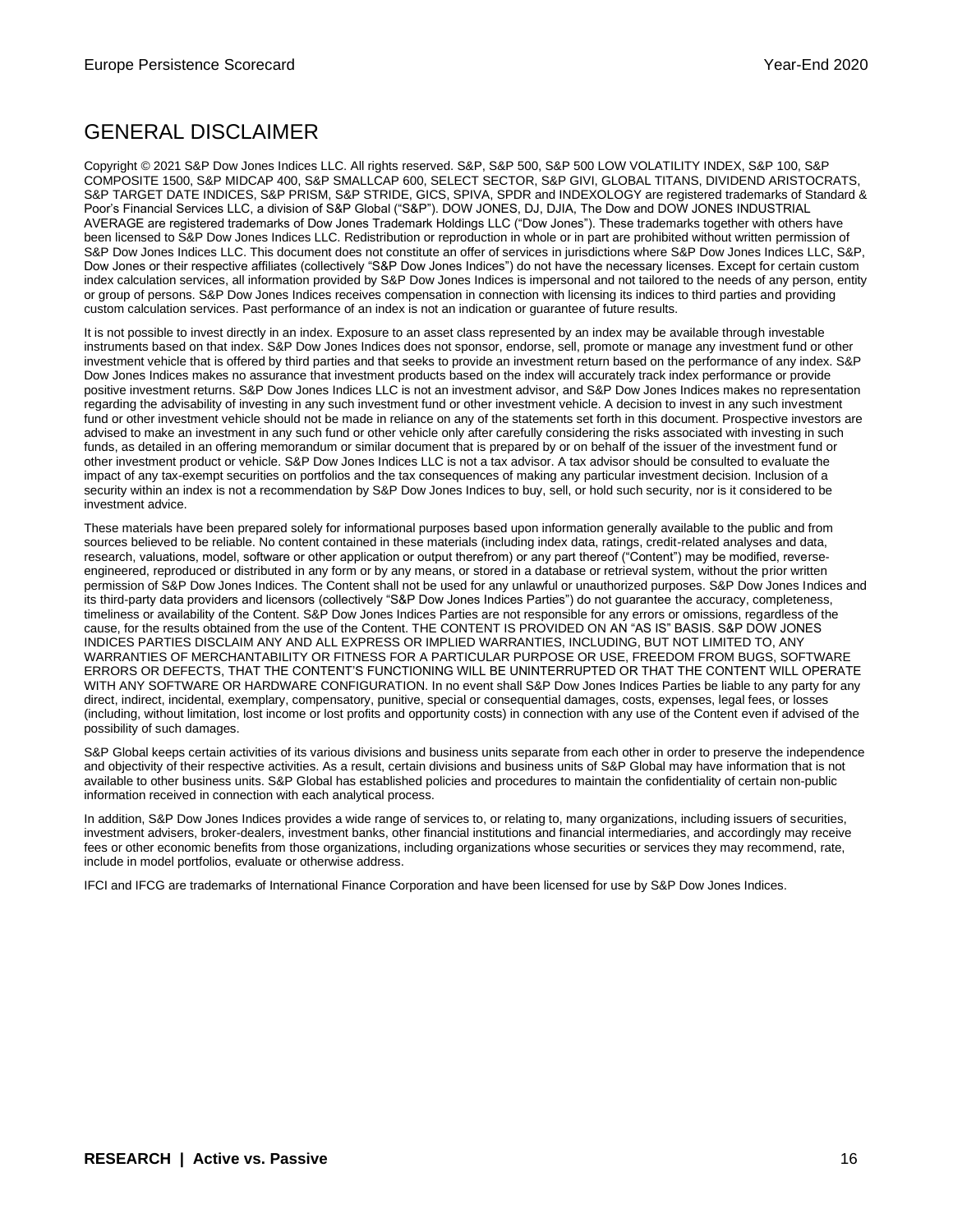# GENERAL DISCLAIMER

Copyright © 2021 S&P Dow Jones Indices LLC. All rights reserved. S&P, S&P 500, S&P 500 LOW VOLATILITY INDEX, S&P 100, S&P COMPOSITE 1500, S&P MIDCAP 400, S&P SMALLCAP 600, SELECT SECTOR, S&P GIVI, GLOBAL TITANS, DIVIDEND ARISTOCRATS, S&P TARGET DATE INDICES, S&P PRISM, S&P STRIDE, GICS, SPIVA, SPDR and INDEXOLOGY are registered trademarks of Standard & Poor's Financial Services LLC, a division of S&P Global ("S&P"). DOW JONES, DJ, DJIA, The Dow and DOW JONES INDUSTRIAL AVERAGE are registered trademarks of Dow Jones Trademark Holdings LLC ("Dow Jones"). These trademarks together with others have been licensed to S&P Dow Jones Indices LLC. Redistribution or reproduction in whole or in part are prohibited without written permission of S&P Dow Jones Indices LLC. This document does not constitute an offer of services in jurisdictions where S&P Dow Jones Indices LLC, S&P, Dow Jones or their respective affiliates (collectively "S&P Dow Jones Indices") do not have the necessary licenses. Except for certain custom index calculation services, all information provided by S&P Dow Jones Indices is impersonal and not tailored to the needs of any person, entity or group of persons. S&P Dow Jones Indices receives compensation in connection with licensing its indices to third parties and providing custom calculation services. Past performance of an index is not an indication or guarantee of future results.

It is not possible to invest directly in an index. Exposure to an asset class represented by an index may be available through investable instruments based on that index. S&P Dow Jones Indices does not sponsor, endorse, sell, promote or manage any investment fund or other investment vehicle that is offered by third parties and that seeks to provide an investment return based on the performance of any index. S&P Dow Jones Indices makes no assurance that investment products based on the index will accurately track index performance or provide positive investment returns. S&P Dow Jones Indices LLC is not an investment advisor, and S&P Dow Jones Indices makes no representation regarding the advisability of investing in any such investment fund or other investment vehicle. A decision to invest in any such investment fund or other investment vehicle should not be made in reliance on any of the statements set forth in this document. Prospective investors are advised to make an investment in any such fund or other vehicle only after carefully considering the risks associated with investing in such funds, as detailed in an offering memorandum or similar document that is prepared by or on behalf of the issuer of the investment fund or other investment product or vehicle. S&P Dow Jones Indices LLC is not a tax advisor. A tax advisor should be consulted to evaluate the impact of any tax-exempt securities on portfolios and the tax consequences of making any particular investment decision. Inclusion of a security within an index is not a recommendation by S&P Dow Jones Indices to buy, sell, or hold such security, nor is it considered to be investment advice.

These materials have been prepared solely for informational purposes based upon information generally available to the public and from sources believed to be reliable. No content contained in these materials (including index data, ratings, credit-related analyses and data, research, valuations, model, software or other application or output therefrom) or any part thereof ("Content") may be modified, reverse-engineered, reproduced or distributed in any form or by any means, or stored in a database or retrieval system, without the prior written permission of S&P Dow Jones Indices. The Content shall not be used for any unlawful or unauthorized purposes. S&P Dow Jones Indices and its third-party data providers and licensors (collectively "S&P Dow Jones Indices Parties") do not guarantee the accuracy, completeness, timeliness or availability of the Content. S&P Dow Jones Indices Parties are not responsible for any errors or omissions, regardless of the cause, for the results obtained from the use of the Content. THE CONTENT IS PROVIDED ON AN "AS IS" BASIS. S&P DOW JONES INDICES PARTIES DISCLAIM ANY AND ALL EXPRESS OR IMPLIED WARRANTIES, INCLUDING, BUT NOT LIMITED TO, ANY WARRANTIES OF MERCHANTABILITY OR FITNESS FOR A PARTICULAR PURPOSE OR USE, FREEDOM FROM BUGS, SOFTWARE ERRORS OR DEFECTS, THAT THE CONTENT'S FUNCTIONING WILL BE UNINTERRUPTED OR THAT THE CONTENT WILL OPERATE WITH ANY SOFTWARE OR HARDWARE CONFIGURATION. In no event shall S&P Dow Jones Indices Parties be liable to any party for any direct, indirect, incidental, exemplary, compensatory, punitive, special or consequential damages, costs, expenses, legal fees, or losses (including, without limitation, lost income or lost profits and opportunity costs) in connection with any use of the Content even if advised of the possibility of such damages.

S&P Global keeps certain activities of its various divisions and business units separate from each other in order to preserve the independence and objectivity of their respective activities. As a result, certain divisions and business units of S&P Global may have information that is not available to other business units. S&P Global has established policies and procedures to maintain the confidentiality of certain non-public information received in connection with each analytical process.

In addition, S&P Dow Jones Indices provides a wide range of services to, or relating to, many organizations, including issuers of securities, investment advisers, broker-dealers, investment banks, other financial institutions and financial intermediaries, and accordingly may receive fees or other economic benefits from those organizations, including organizations whose securities or services they may recommend, rate, include in model portfolios, evaluate or otherwise address.

IFCI and IFCG are trademarks of International Finance Corporation and have been licensed for use by S&P Dow Jones Indices.